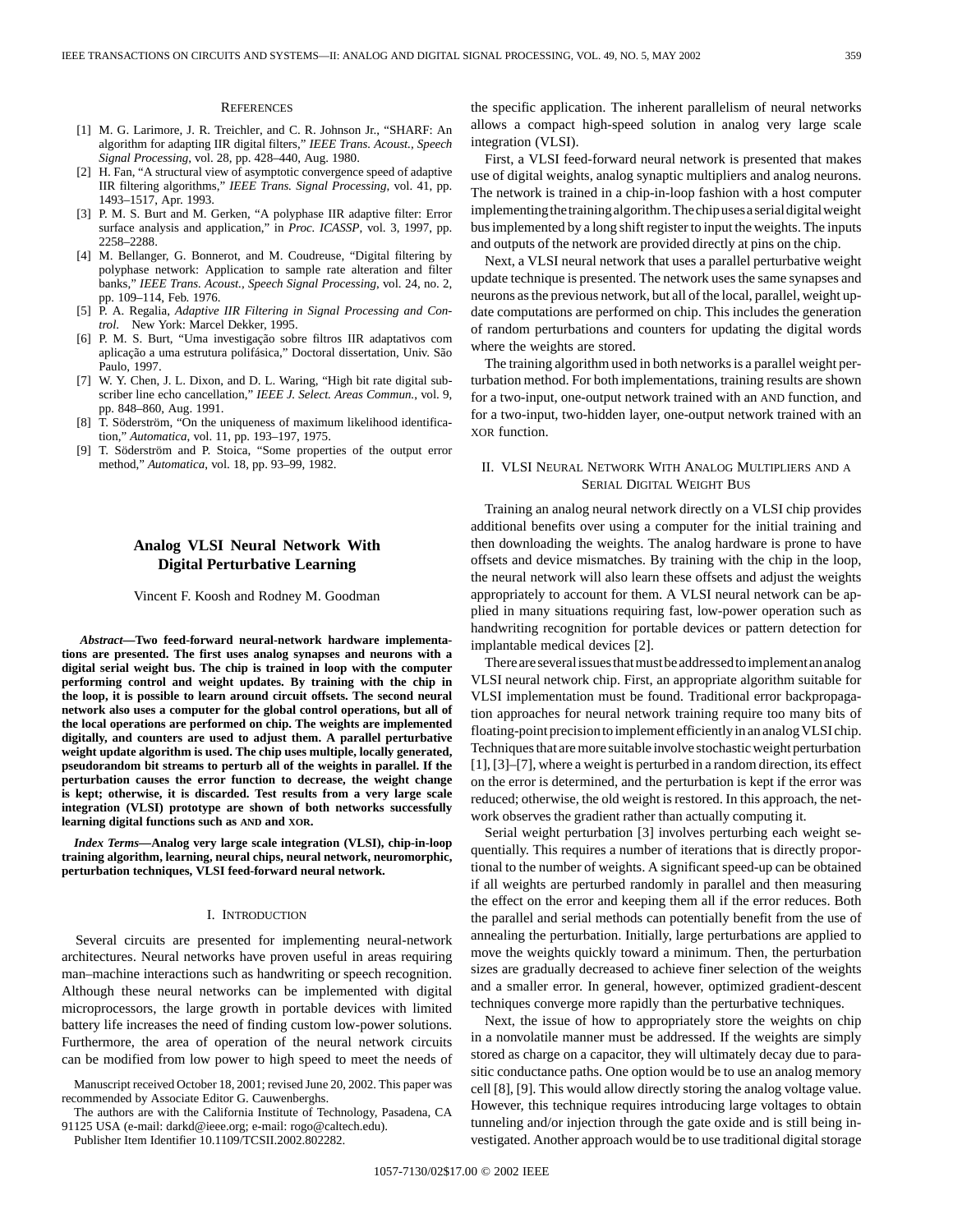## References

1. M. G. Larimore, J. R. Treichler, and C. R. Johnson Jr., "SHARF: An algorithm for adapting IIR digital filters," *IEEE Trans. Acoust., Speech Signal Processing*, vol. 28, pp. 428–440, Aug. 1980.
2. H. Fan, "A structural view of asymptotic convergence speed of adaptive IIR filtering algorithms," *IEEE Trans. Signal Processing*, vol. 41, pp. 1493–1517, Apr. 1993.
3. P. M. S. Burt and M. Gerken, "A polyphase IIR adaptive filter: Error surface analysis and application," in *Proc. ICASSP*, vol. 3, 1997, pp. 2258–2288.
4. M. Bellanger, G. Bonnerot, and M. Coudreuse, "Digital filtering by polyphase network: Application to sample rate alteration and filter banks," *IEEE Trans. Acoust., Speech Signal Processing*, vol. 24, no. 2, pp. 109–114, Feb. 1976.
5. P. A. Regalia, *Adaptive IIR Filtering in Signal Processing and Control*. New York: Marcel Dekker, 1995.
6. P. M. S. Burt, "Uma investigação sobre filtros IIR adaptativos com aplicação a uma estrutura polifásica," Doctoral dissertation, Univ. São Paulo, 1997.
7. W. Y. Chen, J. L. Dixon, and D. L. Waring, "High bit rate digital subscriber line echo cancellation," *IEEE J. Select. Areas Commun.*, vol. 9, pp. 848–860, Aug. 1991.
8. T. Söderström, "On the uniqueness of maximum likelihood identification," *Automatica*, vol. 11, pp. 193–197, 1975.
9. T. Söderström and P. Stoica, "Some properties of the output error method," *Automatica*, vol. 18, pp. 93–99, 1982.

# Analog VLSI Neural Network With Digital Perturbative Learning

Vincent F. Koosh and Rodney M. Goodman

***Abstract*—Two feed-forward neural-network hardware implementations are presented. The first uses analog synapses and neurons with a digital serial weight bus. The chip is trained in loop with the computer performing control and weight updates. By training with the chip in the loop, it is possible to learn around circuit offsets. The second neural network also uses a computer for the global control operations, but all of the local operations are performed on chip. The weights are implemented digitally, and counters are used to adjust them. A parallel perturbative weight update algorithm is used. The chip uses multiple, locally generated, pseudorandom bit streams to perturb all of the weights in parallel. If the perturbation causes the error function to decrease, the weight change is kept; otherwise, it is discarded. Test results from a very large scale integration (VLSI) prototype are shown of both networks successfully learning digital functions such as AND and XOR.**

***Index Terms*—Analog very large scale integration (VLSI), chip-in-loop training algorithm, learning, neural chips, neural network, neuromorphic, perturbation techniques, VLSI feed-forward neural network.**

Manuscript received October 18, 2001; revised June 20, 2002. This paper was recommended by Associate Editor G. Cauwenberghs.

The authors are with the California Institute of Technology, Pasadena, CA 91125 USA (e-mail: darkd@ieee.org; e-mail: rogo@caltech.edu).

Publisher Item Identifier 10.1109/TCSII.2002.802282.

## I. Introduction

Several circuits are presented for implementing neural-network architectures. Neural networks have proven useful in areas requiring man–machine interactions such as handwriting or speech recognition. Although these neural networks can be implemented with digital microprocessors, the large growth in portable devices with limited battery life increases the need of finding custom low-power solutions. Furthermore, the area of operation of the neural network circuits can be modified from low power to high speed to meet the needs of the specific application. The inherent parallelism of neural networks allows a compact high-speed solution in analog very large scale integration (VLSI).

First, a VLSI feed-forward neural network is presented that makes use of digital weights, analog synaptic multipliers and analog neurons. The network is trained in a chip-in-loop fashion with a host computer implementing the training algorithm. The chip uses a serial digital weight bus implemented by a long shift register to input the weights. The inputs and outputs of the network are provided directly at pins on the chip.

Next, a VLSI neural network that uses a parallel perturbative weight update technique is presented. The network uses the same synapses and neurons as the previous network, but all of the local, parallel, weight update computations are performed on chip. This includes the generation of random perturbations and counters for updating the digital words where the weights are stored.

The training algorithm used in both networks is a parallel weight perturbation method. For both implementations, training results are shown for a two-input, one-output network trained with an AND function, and for a two-input, two-hidden layer, one-output network trained with an XOR function.

## II. VLSI Neural Network With Analog Multipliers and a Serial Digital Weight Bus

Training an analog neural network directly on a VLSI chip provides additional benefits over using a computer for the initial training and then downloading the weights. The analog hardware is prone to have offsets and device mismatches. By training with the chip in the loop, the neural network will also learn these offsets and adjust the weights appropriately to account for them. A VLSI neural network can be applied in many situations requiring fast, low-power operation such as handwriting recognition for portable devices or pattern detection for implantable medical devices [2].

There are several issues that must be addressed to implement an analog VLSI neural network chip. First, an appropriate algorithm suitable for VLSI implementation must be found. Traditional error backpropagation approaches for neural network training require too many bits of floating-point precision to implement efficiently in an analog VLSI chip. Techniques that are more suitable involve stochastic weight perturbation [1], [3]–[7], where a weight is perturbed in a random direction, its effect on the error is determined, and the perturbation is kept if the error was reduced; otherwise, the old weight is restored. In this approach, the network observes the gradient rather than actually computing it.

Serial weight perturbation [3] involves perturbing each weight sequentially. This requires a number of iterations that is directly proportional to the number of weights. A significant speed-up can be obtained if all weights are perturbed randomly in parallel and then measuring the effect on the error and keeping them all if the error reduces. Both the parallel and serial methods can potentially benefit from the use of annealing the perturbation. Initially, large perturbations are applied to move the weights quickly toward a minimum. Then, the perturbation sizes are gradually decreased to achieve finer selection of the weights and a smaller error. In general, however, optimized gradient-descent techniques converge more rapidly than the perturbative techniques.

Next, the issue of how to appropriately store the weights on chip in a nonvolatile manner must be addressed. If the weights are simply stored as charge on a capacitor, they will ultimately decay due to parasitic conductance paths. One option would be to use an analog memory cell [8], [9]. This would allow directly storing the analog voltage value. However, this technique requires introducing large voltages to obtain tunneling and/or injection through the gate oxide and is still being investigated. Another approach would be to use traditional digital storage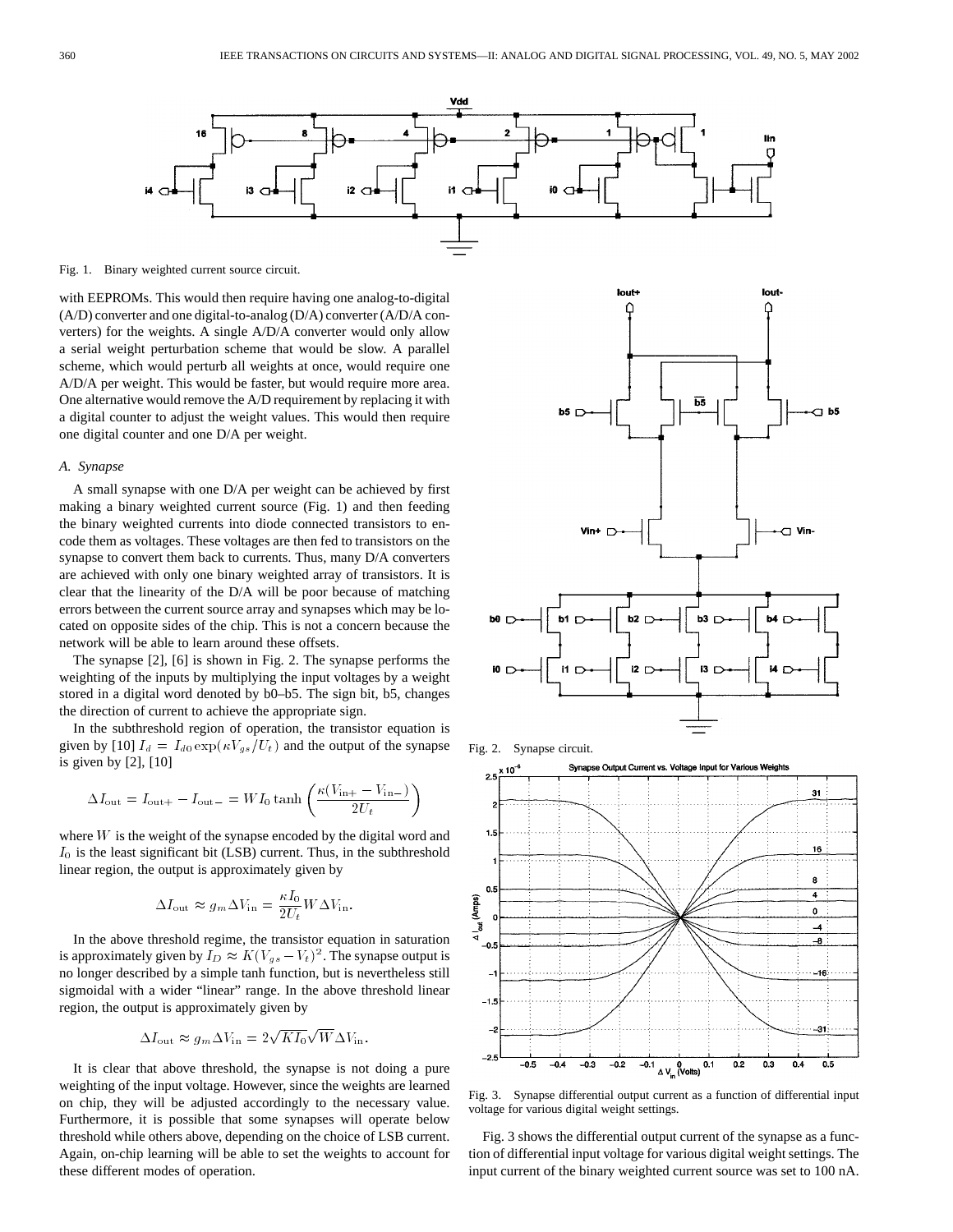Fig. 1. Binary weighted current source circuit.

with EEPROMs. This would then require having one analog-to-digital (A/D) converter and one digital-to-analog (D/A) converter (A/D/A converters) for the weights. A single A/D/A converter would only allow a serial weight perturbation scheme that would be slow. A parallel scheme, which would perturb all weights at once, would require one A/D/A per weight. This would be faster, but would require more area. One alternative would remove the A/D requirement by replacing it with a digital counter to adjust the weight values. This would then require one digital counter and one D/A per weight.

### A. Synapse

A small synapse with one D/A per weight can be achieved by first making a binary weighted current source (Fig. 1) and then feeding the binary weighted currents into diode connected transistors to encode them as voltages. These voltages are then fed to transistors on the synapse to convert them back to currents. Thus, many D/A converters are achieved with only one binary weighted array of transistors. It is clear that the linearity of the D/A will be poor because of matching errors between the current source array and synapses which may be located on opposite sides of the chip. This is not a concern because the network will be able to learn around these offsets.

The synapse [2], [6] is shown in Fig. 2. The synapse performs the weighting of the inputs by multiplying the input voltages by a weight stored in a digital word denoted by b0–b5. The sign bit, b5, changes the direction of current to achieve the appropriate sign.

In the subthreshold region of operation, the transistor equation is given by [10] $I_d = I_{d0} \exp(\kappa V_{gs}/U_t)$ and the output of the synapse is given by [2], [10]

$$\Delta I_{\text{out}} = I_{\text{out}+} - I_{\text{out}-} = W I_0 \tanh\left(\frac{\kappa(V_{\text{in}+} - V_{\text{in}-})}{2U_t}\right)$$

where $W$ is the weight of the synapse encoded by the digital word and $I_0$ is the least significant bit (LSB) current. Thus, in the subthreshold linear region, the output is approximately given by

$$\Delta I_{\text{out}} \approx g_m \Delta V_{\text{in}} = \frac{\kappa I_0}{2U_t} W \Delta V_{\text{in}}.$$

In the above threshold regime, the transistor equation in saturation is approximately given by $I_D \approx K(V_{gs} - V_t)^2$. The synapse output is no longer described by a simple tanh function, but is nevertheless still sigmoidal with a wider "linear" range. In the above threshold linear region, the output is approximately given by

$$\Delta I_{\text{out}} \approx g_m \Delta V_{\text{in}} = 2\sqrt{K I_0}\sqrt{W} \Delta V_{\text{in}}.$$

It is clear that above threshold, the synapse is not doing a pure weighting of the input voltage. However, since the weights are learned on chip, they will be adjusted accordingly to the necessary value. Furthermore, it is possible that some synapses will operate below threshold while others above, depending on the choice of LSB current. Again, on-chip learning will be able to set the weights to account for these different modes of operation.

Fig. 2. Synapse circuit.

Fig. 3. Synapse differential output current as a function of differential input voltage for various digital weight settings.

Fig. 3 shows the differential output current of the synapse as a function of differential input voltage for various digital weight settings. The input current of the binary weighted current source was set to 100 nA.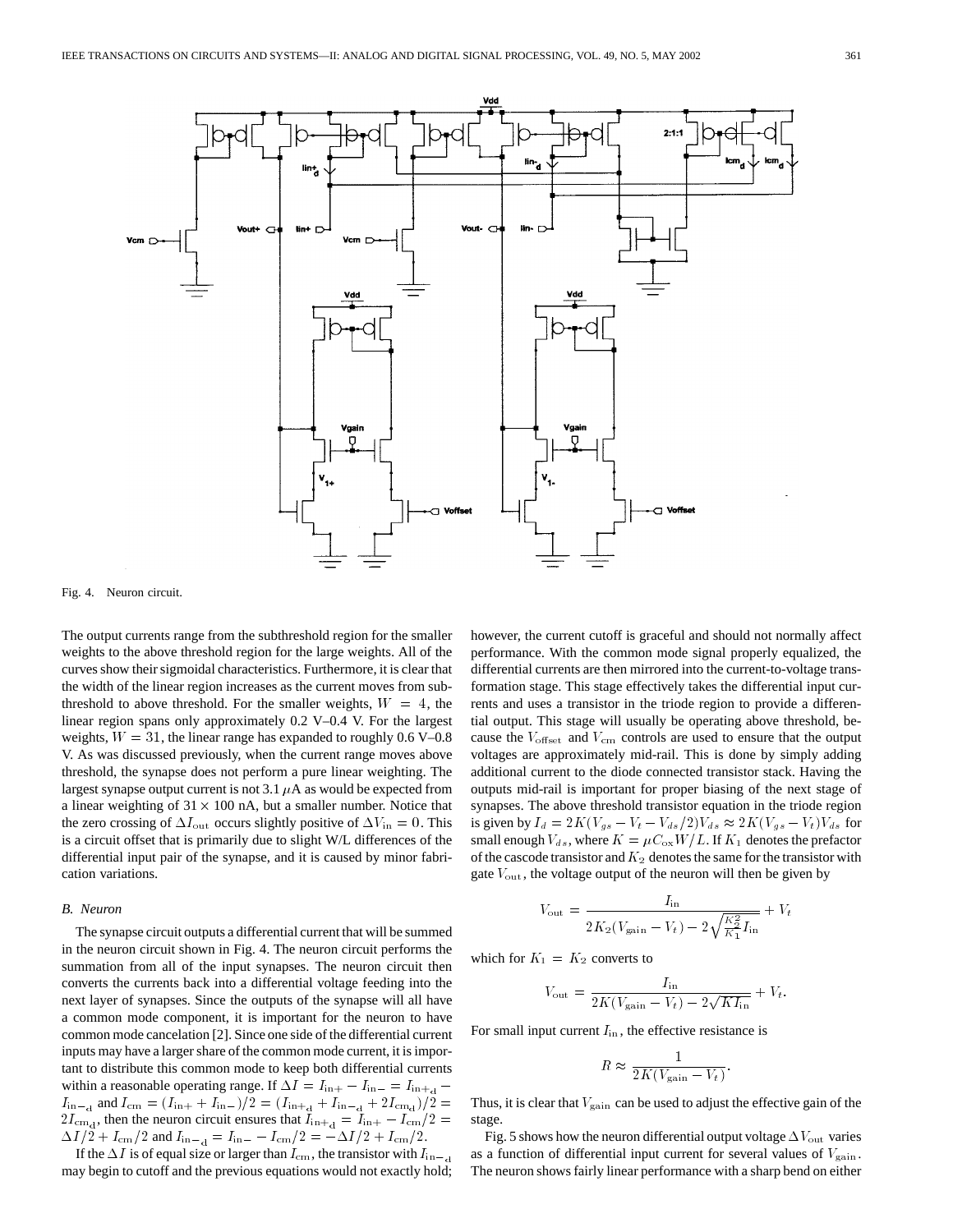Fig. 4. Neuron circuit.

The output currents range from the subthreshold region for the smaller weights to the above threshold region for the large weights. All of the curves show their sigmoidal characteristics. Furthermore, it is clear that the width of the linear region increases as the current moves from subthreshold to above threshold. For the smaller weights, $W = 4$, the linear region spans only approximately 0.2 V–0.4 V. For the largest weights, $W = 31$, the linear range has expanded to roughly 0.6 V–0.8 V. As was discussed previously, when the current range moves above threshold, the synapse does not perform a pure linear weighting. The largest synapse output current is not 3.1 $\mu$A as would be expected from a linear weighting of $31 \times 100$ nA, but a smaller number. Notice that the zero crossing of $\Delta I_{\rm out}$ occurs slightly positive of $\Delta V_{\rm in} = 0$. This is a circuit offset that is primarily due to slight W/L differences of the differential input pair of the synapse, and it is caused by minor fabrication variations.

### B. Neuron

The synapse circuit outputs a differential current that will be summed in the neuron circuit shown in Fig. 4. The neuron circuit performs the summation from all of the input synapses. The neuron circuit then converts the currents back into a differential voltage feeding into the next layer of synapses. Since the outputs of the synapse will all have a common mode component, it is important for the neuron to have common mode cancelation [2]. Since one side of the differential current inputs may have a larger share of the common mode current, it is important to distribute this common mode to keep both differential currents within a reasonable operating range. If $\Delta I = I_{\rm in+} - I_{\rm in-} = I_{\rm in+_d} - I_{\rm in-_d}$ and $I_{\rm cm} = (I_{\rm in+} + I_{\rm in-})/2 = (I_{\rm in+_d} + I_{\rm in-_d} + 2I_{\rm cm_d})/2 = 2I_{\rm cm_d}$, then the neuron circuit ensures that $I_{\rm in+_d} = I_{\rm in+} - I_{\rm cm}/2 = \Delta I/2 + I_{\rm cm}/2$ and $I_{\rm in-_d} = I_{\rm in-} - I_{\rm cm}/2 = -\Delta I/2 + I_{\rm cm}/2$.

If the $\Delta I$ is of equal size or larger than $I_{\rm cm}$, the transistor with $I_{\rm in-_d}$ may begin to cutoff and the previous equations would not exactly hold; however, the current cutoff is graceful and should not normally affect performance. With the common mode signal properly equalized, the differential currents are then mirrored into the current-to-voltage transformation stage. This stage effectively takes the differential input currents and uses a transistor in the triode region to provide a differential output. This stage will usually be operating above threshold, because the $V_{\rm offset}$ and $V_{\rm cm}$ controls are used to ensure that the output voltages are approximately mid-rail. This is done by simply adding additional current to the diode connected transistor stack. Having the outputs mid-rail is important for proper biasing of the next stage of synapses. The above threshold transistor equation in the triode region is given by $I_d = 2K(V_{gs} - V_t - V_{ds}/2)V_{ds} \approx 2K(V_{gs} - V_t)V_{ds}$ for small enough $V_{ds}$, where $K = \mu C_{\rm ox} W/L$. If $K_1$ denotes the prefactor of the cascode transistor and $K_2$ denotes the same for the transistor with gate $V_{\rm out}$, the voltage output of the neuron will then be given by

$$V_{\rm out} = \frac{I_{\rm in}}{2K_2(V_{\rm gain} - V_t) - 2\sqrt{\frac{K_2^2}{K_1} I_{\rm in}}} + V_t$$

which for $K_1 = K_2$ converts to

$$V_{\rm out} = \frac{I_{\rm in}}{2K(V_{\rm gain} - V_t) - 2\sqrt{K I_{\rm in}}} + V_t.$$

For small input current $I_{\rm in}$, the effective resistance is

$$R \approx \frac{1}{2K(V_{\rm gain} - V_t)}.$$

Thus, it is clear that $V_{\rm gain}$ can be used to adjust the effective gain of the stage.

Fig. 5 shows how the neuron differential output voltage $\Delta V_{\rm out}$ varies as a function of differential input current for several values of $V_{\rm gain}$. The neuron shows fairly linear performance with a sharp bend on either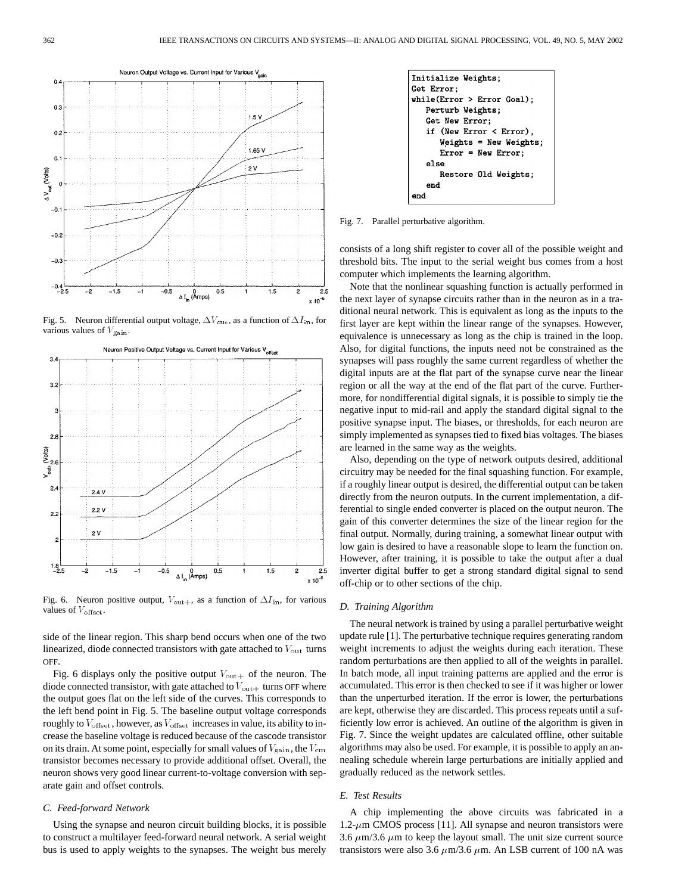Neuron Output Voltage vs. Current Input for Various $V_{gain}$

0.4
0.3
0.2
0.1
0
−0.1
−0.2
−0.3
−0.4

$\Delta V_{out}$ (Volts)

1.5 V
1.65 V
2 V

−2.5 −2 −1.5 −1 −0.5 0 0.5 1 1.5 2 2.5

$\Delta I_{in}$ (Amps)

x $10^{-5}$

Fig. 5. Neuron differential output voltage, $\Delta V_{\rm out}$, as a function of $\Delta I_{\rm in}$, for various values of $V_{\rm gain}$.

Neuron Positive Output Voltage vs. Current Input for Various $V_{offset}$

3.4
3.2
3
2.8
2.6
2.4
2.2
2
1.8

$V_{out+}$ (Volts)

2.4 V
2.2 V
2 V

−2.5 −2 −1.5 −1 −0.5 0 0.5 1 1.5 2 2.5

$\Delta I_{in}$ (Amps)

x $10^{-5}$

Fig. 6. Neuron positive output, $V_{\rm out+}$, as a function of $\Delta I_{\rm in}$, for various values of $V_{\rm offset}$.

side of the linear region. This sharp bend occurs when one of the two linearized, diode connected transistors with gate attached to $V_{\rm out}$ turns OFF.

Fig. 6 displays only the positive output $V_{\rm out+}$ of the neuron. The diode connected transistor, with gate attached to $V_{\rm out+}$ turns OFF where the output goes flat on the left side of the curves. This corresponds to the left bend point in Fig. 5. The baseline output voltage corresponds roughly to $V_{\rm offset}$, however, as $V_{\rm offset}$ increases in value, its ability to increase the baseline voltage is reduced because of the cascode transistor on its drain. At some point, especially for small values of $V_{\rm gain}$, the $V_{\rm cm}$ transistor becomes necessary to provide additional offset. Overall, the neuron shows very good linear current-to-voltage conversion with separate gain and offset controls.

### C. Feed-forward Network

Using the synapse and neuron circuit building blocks, it is possible to construct a multilayer feed-forward neural network. A serial weight bus is used to apply weights to the synapses. The weight bus merely consists of a long shift register to cover all of the possible weight and threshold bits. The input to the serial weight bus comes from a host computer which implements the learning algorithm.

Note that the nonlinear squashing function is actually performed in the next layer of synapse circuits rather than in the neuron as in a traditional neural network. This is equivalent as long as the inputs to the first layer are kept within the linear range of the synapses. However, equivalence is unnecessary as long as the chip is trained in the loop. Also, for digital functions, the inputs need not be constrained as the synapses will pass roughly the same current regardless of whether the digital inputs are at the flat part of the synapse curve near the linear region or all the way at the end of the flat part of the curve. Furthermore, for nondifferential digital signals, it is possible to simply tie the negative input to mid-rail and apply the standard digital signal to the positive synapse input. The biases, or thresholds, for each neuron are simply implemented as synapses tied to fixed bias voltages. The biases are learned in the same way as the weights.

Also, depending on the type of network outputs desired, additional circuitry may be needed for the final squashing function. For example, if a roughly linear output is desired, the differential output can be taken directly from the neuron outputs. In the current implementation, a differential to single ended converter is placed on the output neuron. The gain of this converter determines the size of the linear region for the final output. Normally, during training, a somewhat linear output with low gain is desired to have a reasonable slope to learn the function on. However, after training, it is possible to take the output after a dual inverter digital buffer to get a strong standard digital signal to send off-chip or to other sections of the chip.

```
Initialize Weights;
Get Error;
while(Error > Error Goal);
   Perturb Weights;
   Get New Error;
   if (New Error < Error),
      Weights = New Weights;
      Error = New Error;
   else
      Restore Old Weights;
   end
end
```

Fig. 7. Parallel perturbative algorithm.

### D. Training Algorithm

The neural network is trained by using a parallel perturbative weight update rule [1]. The perturbative technique requires generating random weight increments to adjust the weights during each iteration. These random perturbations are then applied to all of the weights in parallel. In batch mode, all input training patterns are applied and the error is accumulated. This error is then checked to see if it was higher or lower than the unperturbed iteration. If the error is lower, the perturbations are kept, otherwise they are discarded. This process repeats until a sufficiently low error is achieved. An outline of the algorithm is given in Fig. 7. Since the weight updates are calculated offline, other suitable algorithms may also be used. For example, it is possible to apply an annealing schedule wherein large perturbations are initially applied and gradually reduced as the network settles.

### E. Test Results

A chip implementing the above circuits was fabricated in a 1.2-$\mu$m CMOS process [11]. All synapse and neuron transistors were 3.6 $\mu$m/3.6 $\mu$m to keep the layout small. The unit size current source transistors were also 3.6 $\mu$m/3.6 $\mu$m. An LSB current of 100 nA was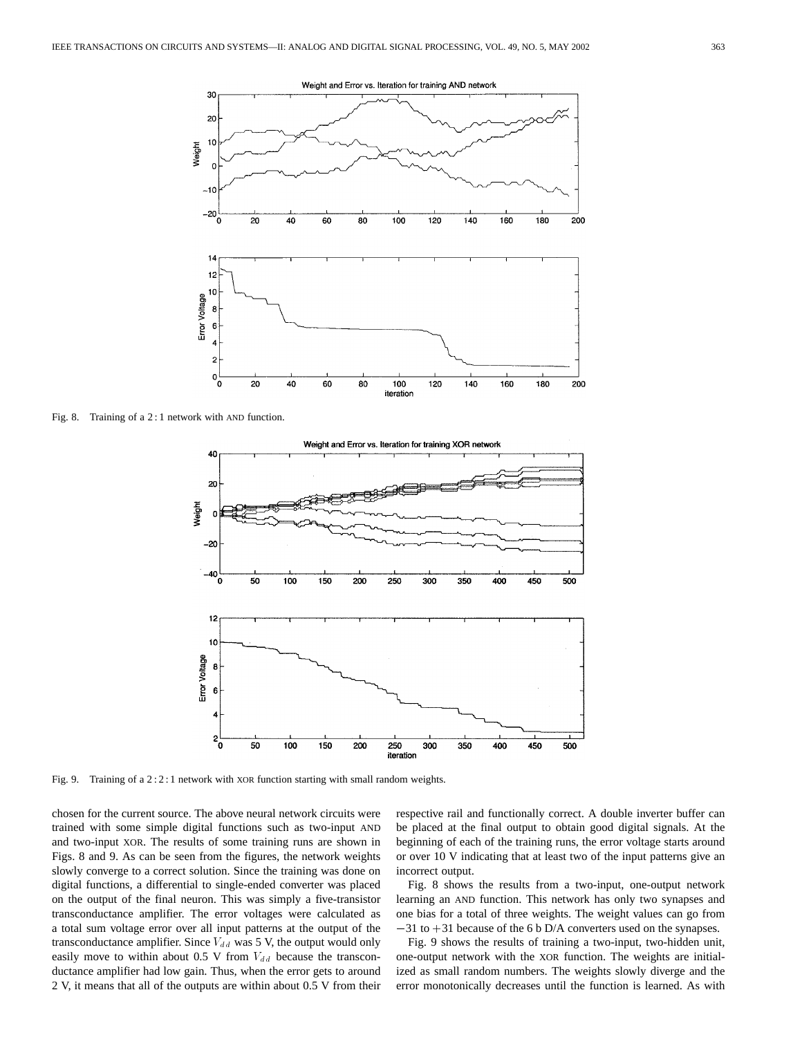Fig. 8. Training of a 2 : 1 network with AND function.

Fig. 9. Training of a 2 : 2 : 1 network with XOR function starting with small random weights.

chosen for the current source. The above neural network circuits were trained with some simple digital functions such as two-input AND and two-input XOR. The results of some training runs are shown in Figs. 8 and 9. As can be seen from the figures, the network weights slowly converge to a correct solution. Since the training was done on digital functions, a differential to single-ended converter was placed on the output of the final neuron. This was simply a five-transistor transconductance amplifier. The error voltages were calculated as a total sum voltage error over all input patterns at the output of the transconductance amplifier. Since $V_{dd}$ was 5 V, the output would only easily move to within about 0.5 V from $V_{dd}$ because the transconductance amplifier had low gain. Thus, when the error gets to around 2 V, it means that all of the outputs are within about 0.5 V from their respective rail and functionally correct. A double inverter buffer can be placed at the final output to obtain good digital signals. At the beginning of each of the training runs, the error voltage starts around or over 10 V indicating that at least two of the input patterns give an incorrect output.

Fig. 8 shows the results from a two-input, one-output network learning an AND function. This network has only two synapses and one bias for a total of three weights. The weight values can go from $-31$ to $+31$ because of the 6 b D/A converters used on the synapses.

Fig. 9 shows the results of training a two-input, two-hidden unit, one-output network with the XOR function. The weights are initialized as small random numbers. The weights slowly diverge and the error monotonically decreases until the function is learned. As with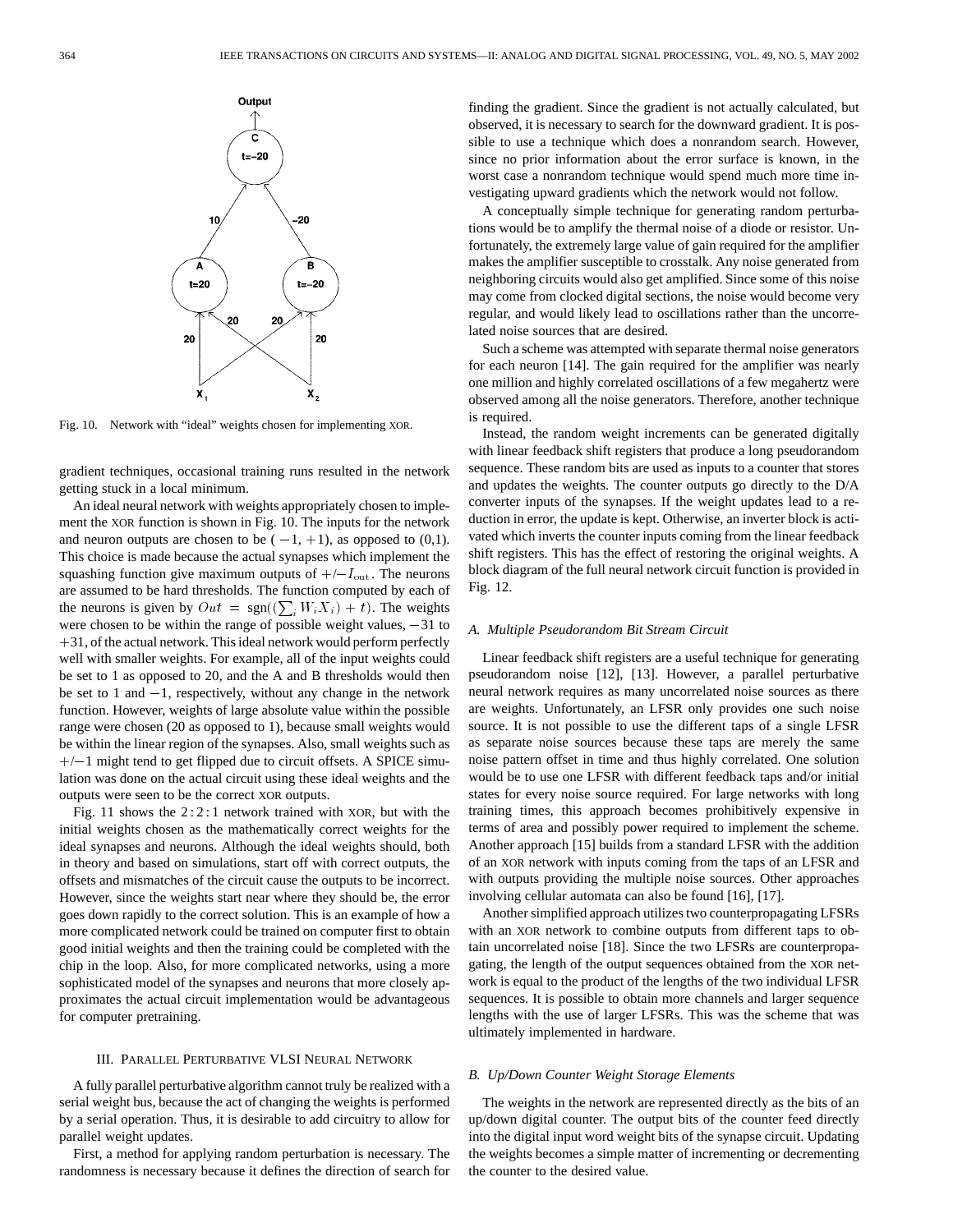Output

C

t=−20

10

−20

A

t=20

B

t=−20

20

20

20

20

$X_1$

$X_2$

Fig. 10. Network with "ideal" weights chosen for implementing XOR.

gradient techniques, occasional training runs resulted in the network getting stuck in a local minimum.

An ideal neural network with weights appropriately chosen to implement the XOR function is shown in Fig. 10. The inputs for the network and neuron outputs are chosen to be $(-1, +1)$, as opposed to (0,1). This choice is made because the actual synapses which implement the squashing function give maximum outputs of $+/-I_{\text{out}}$. The neurons are assumed to be hard thresholds. The function computed by each of the neurons is given by $Out = \text{sgn}((\sum_i W_i X_i) + t)$. The weights were chosen to be within the range of possible weight values, $-31$ to $+31$, of the actual network. This ideal network would perform perfectly well with smaller weights. For example, all of the input weights could be set to 1 as opposed to 20, and the A and B thresholds would then be set to 1 and $-1$, respectively, without any change in the network function. However, weights of large absolute value within the possible range were chosen (20 as opposed to 1), because small weights would be within the linear region of the synapses. Also, small weights such as $+/-1$ might tend to get flipped due to circuit offsets. A SPICE simulation was done on the actual circuit using these ideal weights and the outputs were seen to be the correct XOR outputs.

Fig. 11 shows the 2 : 2 : 1 network trained with XOR, but with the initial weights chosen as the mathematically correct weights for the ideal synapses and neurons. Although the ideal weights should, both in theory and based on simulations, start off with correct outputs, the offsets and mismatches of the circuit cause the outputs to be incorrect. However, since the weights start near where they should be, the error goes down rapidly to the correct solution. This is an example of how a more complicated network could be trained on computer first to obtain good initial weights and then the training could be completed with the chip in the loop. Also, for more complicated networks, using a more sophisticated model of the synapses and neurons that more closely approximates the actual circuit implementation would be advantageous for computer pretraining.

## III. Parallel Perturbative VLSI Neural Network

A fully parallel perturbative algorithm cannot truly be realized with a serial weight bus, because the act of changing the weights is performed by a serial operation. Thus, it is desirable to add circuitry to allow for parallel weight updates.

First, a method for applying random perturbation is necessary. The randomness is necessary because it defines the direction of search for finding the gradient. Since the gradient is not actually calculated, but observed, it is necessary to search for the downward gradient. It is possible to use a technique which does a nonrandom search. However, since no prior information about the error surface is known, in the worst case a nonrandom technique would spend much more time investigating upward gradients which the network would not follow.

A conceptually simple technique for generating random perturbations would be to amplify the thermal noise of a diode or resistor. Unfortunately, the extremely large value of gain required for the amplifier makes the amplifier susceptible to crosstalk. Any noise generated from neighboring circuits would also get amplified. Since some of this noise may come from clocked digital sections, the noise would become very regular, and would likely lead to oscillations rather than the uncorrelated noise sources that are desired.

Such a scheme was attempted with separate thermal noise generators for each neuron [14]. The gain required for the amplifier was nearly one million and highly correlated oscillations of a few megahertz were observed among all the noise generators. Therefore, another technique is required.

Instead, the random weight increments can be generated digitally with linear feedback shift registers that produce a long pseudorandom sequence. These random bits are used as inputs to a counter that stores and updates the weights. The counter outputs go directly to the D/A converter inputs of the synapses. If the weight updates lead to a reduction in error, the update is kept. Otherwise, an inverter block is activated which inverts the counter inputs coming from the linear feedback shift registers. This has the effect of restoring the original weights. A block diagram of the full neural network circuit function is provided in Fig. 12.

### A. Multiple Pseudorandom Bit Stream Circuit

Linear feedback shift registers are a useful technique for generating pseudorandom noise [12], [13]. However, a parallel perturbative neural network requires as many uncorrelated noise sources as there are weights. Unfortunately, an LFSR only provides one such noise source. It is not possible to use the different taps of a single LFSR as separate noise sources because these taps are merely the same noise pattern offset in time and thus highly correlated. One solution would be to use one LFSR with different feedback taps and/or initial states for every noise source required. For large networks with long training times, this approach becomes prohibitively expensive in terms of area and possibly power required to implement the scheme. Another approach [15] builds from a standard LFSR with the addition of an XOR network with inputs coming from the taps of an LFSR and with outputs providing the multiple noise sources. Other approaches involving cellular automata can also be found [16], [17].

Another simplified approach utilizes two counterpropagating LFSRs with an XOR network to combine outputs from different taps to obtain uncorrelated noise [18]. Since the two LFSRs are counterpropagating, the length of the output sequences obtained from the XOR network is equal to the product of the lengths of the two individual LFSR sequences. It is possible to obtain more channels and larger sequence lengths with the use of larger LFSRs. This was the scheme that was ultimately implemented in hardware.

### B. Up/Down Counter Weight Storage Elements

The weights in the network are represented directly as the bits of an up/down digital counter. The output bits of the counter feed directly into the digital input word weight bits of the synapse circuit. Updating the weights becomes a simple matter of incrementing or decrementing the counter to the desired value.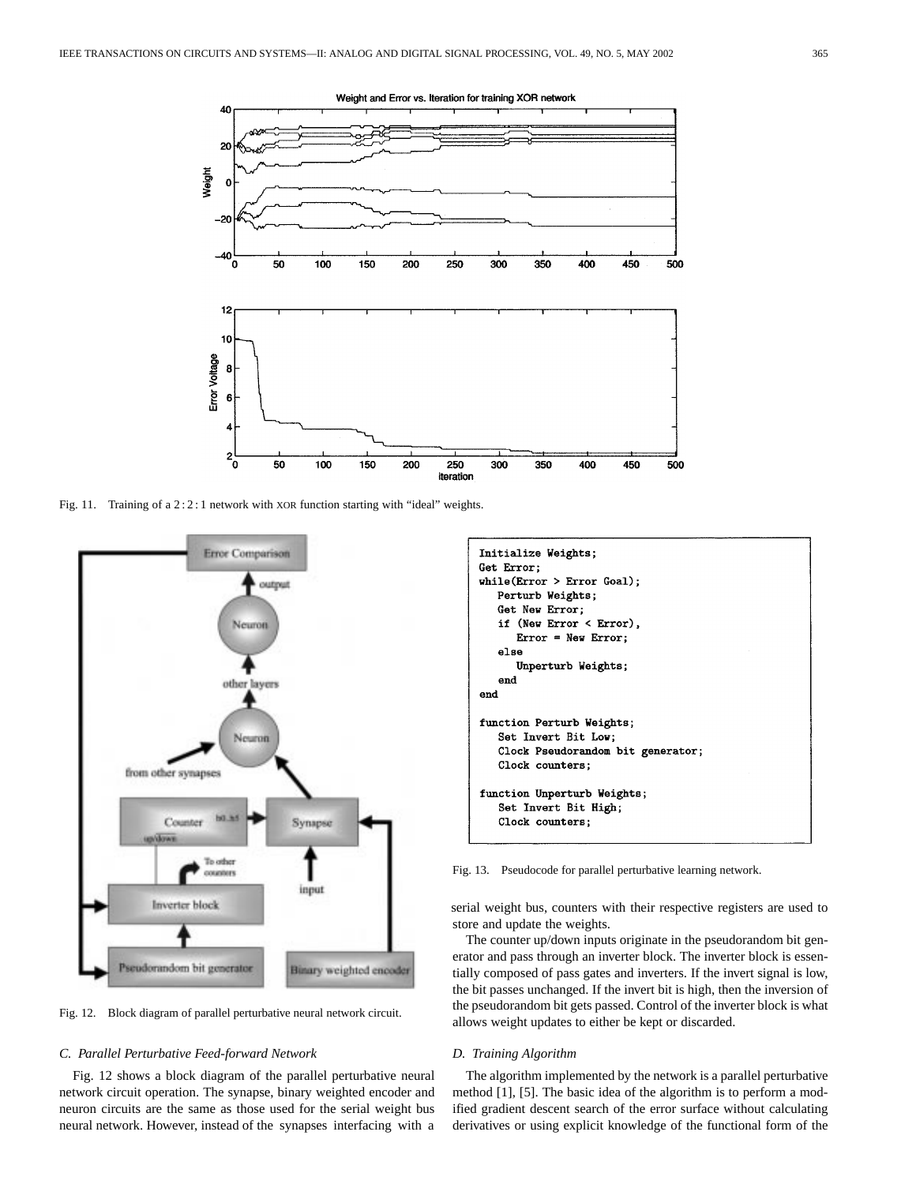Fig. 11. Training of a 2 : 2 : 1 network with XOR function starting with "ideal" weights.

Fig. 12. Block diagram of parallel perturbative neural network circuit.

```
Initialize Weights;
Get Error;
while(Error > Error Goal);
   Perturb Weights;
   Get New Error;
   if (New Error < Error),
      Error = New Error;
   else
      Unperturb Weights;
   end
end

function Perturb Weights;
   Set Invert Bit Low;
   Clock Pseudorandom bit generator;
   Clock counters;

function Unperturb Weights;
   Set Invert Bit High;
   Clock counters;
```

Fig. 13. Pseudocode for parallel perturbative learning network.

### C. Parallel Perturbative Feed-forward Network

Fig. 12 shows a block diagram of the parallel perturbative neural network circuit operation. The synapse, binary weighted encoder and neuron circuits are the same as those used for the serial weight bus neural network. However, instead of the synapses interfacing with a serial weight bus, counters with their respective registers are used to store and update the weights.

The counter up/down inputs originate in the pseudorandom bit generator and pass through an inverter block. The inverter block is essentially composed of pass gates and inverters. If the invert signal is low, the bit passes unchanged. If the invert bit is high, then the inversion of the pseudorandom bit gets passed. Control of the inverter block is what allows weight updates to either be kept or discarded.

### D. Training Algorithm

The algorithm implemented by the network is a parallel perturbative method [1], [5]. The basic idea of the algorithm is to perform a modified gradient descent search of the error surface without calculating derivatives or using explicit knowledge of the functional form of the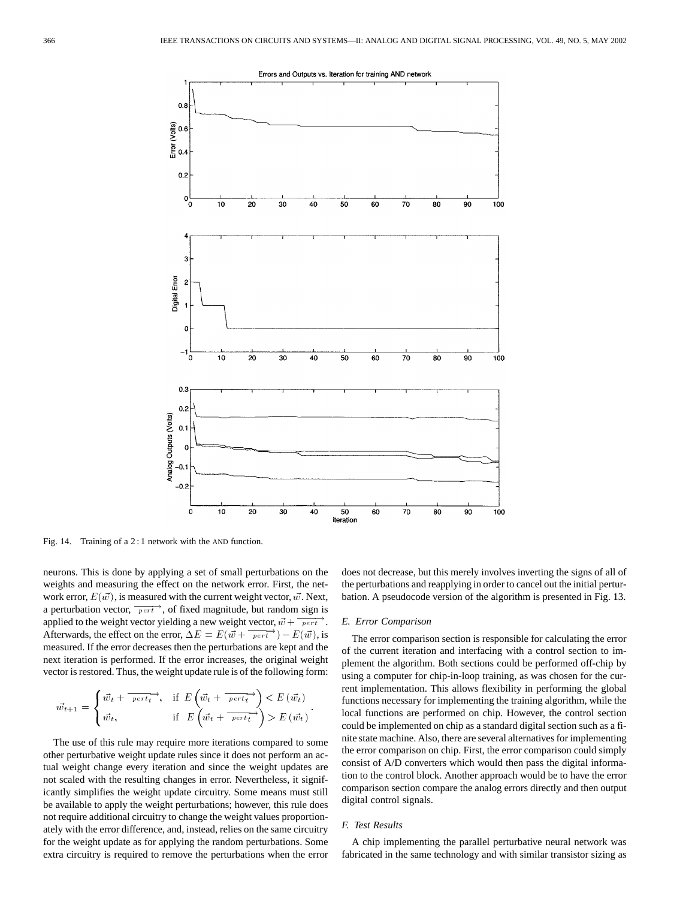Fig. 14. Training of a 2 : 1 network with the AND function.

neurons. This is done by applying a set of small perturbations on the weights and measuring the effect on the network error. First, the network error, $E(\vec{w})$, is measured with the current weight vector, $\vec{w}$. Next, a perturbation vector, $\overrightarrow{pert}$, of fixed magnitude, but random sign is applied to the weight vector yielding a new weight vector, $\vec{w}+\overrightarrow{pert}$. Afterwards, the effect on the error, $\Delta E = E(\vec{w}+\overrightarrow{pert}) - E(\vec{w})$, is measured. If the error decreases then the perturbations are kept and the next iteration is performed. If the error increases, the original weight vector is restored. Thus, the weight update rule is of the following form:

$$\vec{w}_{t+1} = \begin{cases} \vec{w}_t + \overrightarrow{pert_t}, & \text{if } E\left(\vec{w}_t + \overrightarrow{pert_t}\right) < E\left(\vec{w}_t\right) \\ \vec{w}_t, & \text{if } E\left(\vec{w}_t + \overrightarrow{pert_t}\right) > E\left(\vec{w}_t\right) \end{cases}.$$

The use of this rule may require more iterations compared to some other perturbative weight update rules since it does not perform an actual weight change every iteration and since the weight updates are not scaled with the resulting changes in error. Nevertheless, it significantly simplifies the weight update circuitry. Some means must still be available to apply the weight perturbations; however, this rule does not require additional circuitry to change the weight values proportionately with the error difference, and, instead, relies on the same circuitry for the weight update as for applying the random perturbations. Some extra circuitry is required to remove the perturbations when the error does not decrease, but this merely involves inverting the signs of all of the perturbations and reapplying in order to cancel out the initial perturbation. A pseudocode version of the algorithm is presented in Fig. 13.

### E. Error Comparison

The error comparison section is responsible for calculating the error of the current iteration and interfacing with a control section to implement the algorithm. Both sections could be performed off-chip by using a computer for chip-in-loop training, as was chosen for the current implementation. This allows flexibility in performing the global functions necessary for implementing the training algorithm, while the local functions are performed on chip. However, the control section could be implemented on chip as a standard digital section such as a finite state machine. Also, there are several alternatives for implementing the error comparison on chip. First, the error comparison could simply consist of A/D converters which would then pass the digital information to the control block. Another approach would be to have the error comparison section compare the analog errors directly and then output digital control signals.

### F. Test Results

A chip implementing the parallel perturbative neural network was fabricated in the same technology and with similar transistor sizing as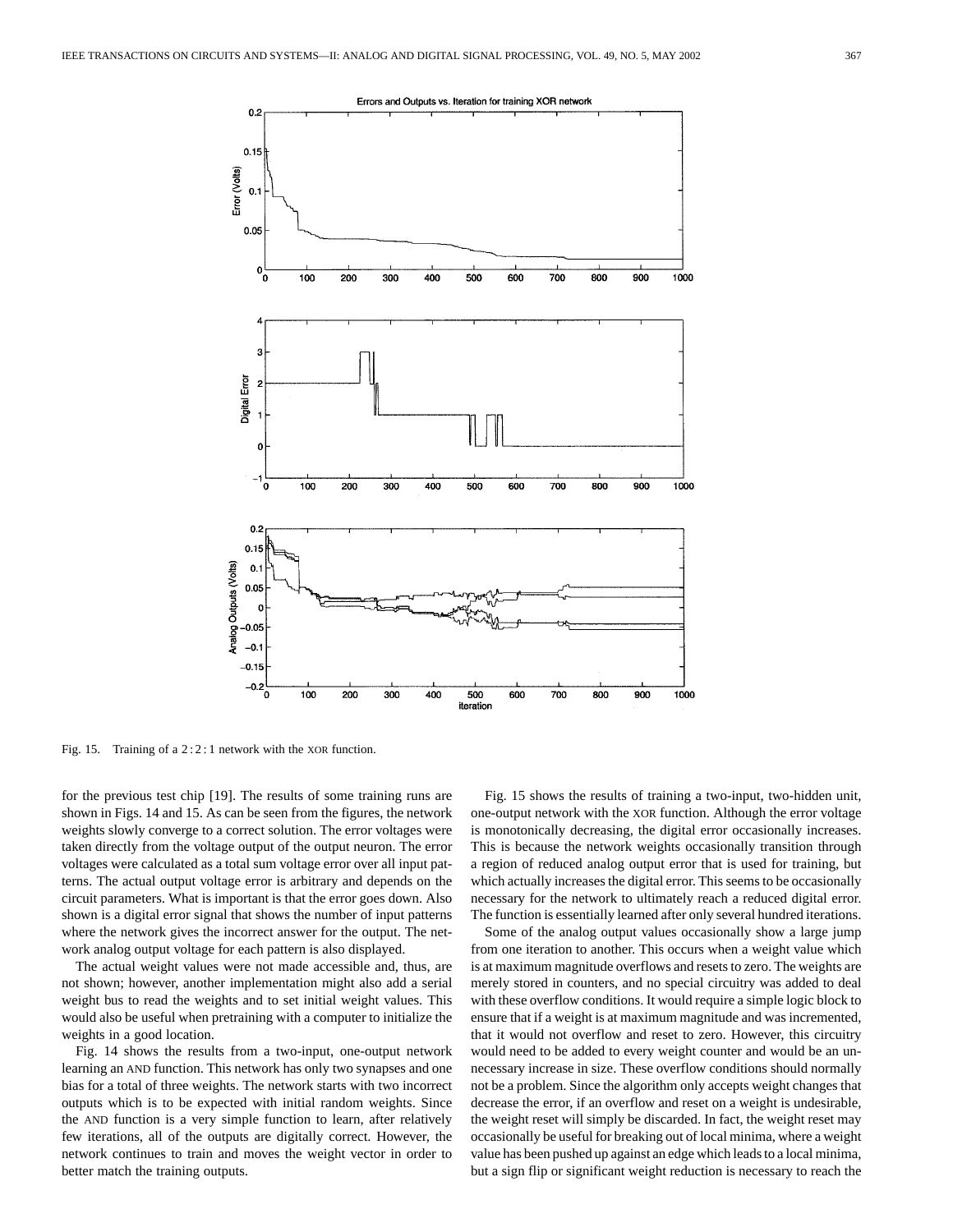Errors and Outputs vs. Iteration for training XOR network

Error (Volts)

0.2
0.15
0.1
0.05
0

0 100 200 300 400 500 600 700 800 900 1000

Digital Error

4
3
2
1
0
−1

0 100 200 300 400 500 600 700 800 900 1000

Analog Outputs (Volts)

0.2
0.15
0.1
0.05
0
−0.05
−0.1
−0.15
−0.2

0 100 200 300 400 500 600 700 800 900 1000

iteration

Fig. 15. Training of a 2 : 2 : 1 network with the XOR function.

for the previous test chip [19]. The results of some training runs are shown in Figs. 14 and 15. As can be seen from the figures, the network weights slowly converge to a correct solution. The error voltages were taken directly from the voltage output of the output neuron. The error voltages were calculated as a total sum voltage error over all input patterns. The actual output voltage error is arbitrary and depends on the circuit parameters. What is important is that the error goes down. Also shown is a digital error signal that shows the number of input patterns where the network gives the incorrect answer for the output. The network analog output voltage for each pattern is also displayed.

The actual weight values were not made accessible and, thus, are not shown; however, another implementation might also add a serial weight bus to read the weights and to set initial weight values. This would also be useful when pretraining with a computer to initialize the weights in a good location.

Fig. 14 shows the results from a two-input, one-output network learning an AND function. This network has only two synapses and one bias for a total of three weights. The network starts with two incorrect outputs which is to be expected with initial random weights. Since the AND function is a very simple function to learn, after relatively few iterations, all of the outputs are digitally correct. However, the network continues to train and moves the weight vector in order to better match the training outputs.

Fig. 15 shows the results of training a two-input, two-hidden unit, one-output network with the XOR function. Although the error voltage is monotonically decreasing, the digital error occasionally increases. This is because the network weights occasionally transition through a region of reduced analog output error that is used for training, but which actually increases the digital error. This seems to be occasionally necessary for the network to ultimately reach a reduced digital error. The function is essentially learned after only several hundred iterations.

Some of the analog output values occasionally show a large jump from one iteration to another. This occurs when a weight value which is at maximum magnitude overflows and resets to zero. The weights are merely stored in counters, and no special circuitry was added to deal with these overflow conditions. It would require a simple logic block to ensure that if a weight is at maximum magnitude and was incremented, that it would not overflow and reset to zero. However, this circuitry would need to be added to every weight counter and would be an unnecessary increase in size. These overflow conditions should normally not be a problem. Since the algorithm only accepts weight changes that decrease the error, if an overflow and reset on a weight is undesirable, the weight reset will simply be discarded. In fact, the weight reset may occasionally be useful for breaking out of local minima, where a weight value has been pushed up against an edge which leads to a local minima, but a sign flip or significant weight reduction is necessary to reach the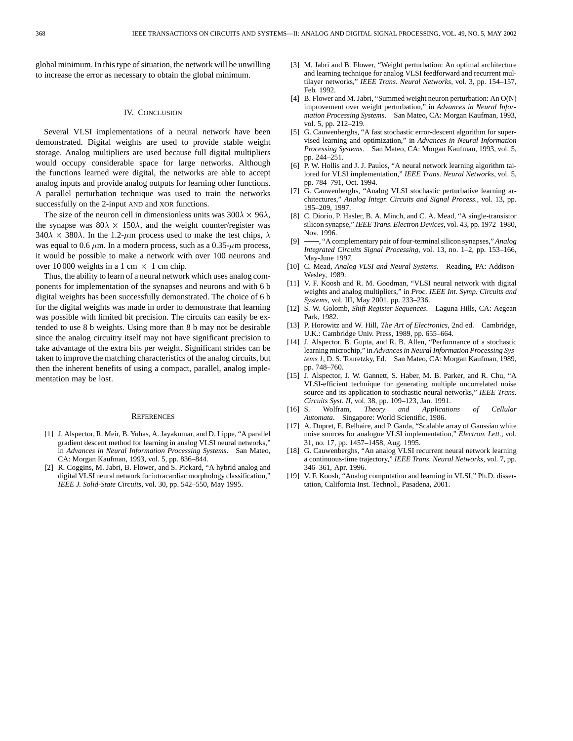global minimum. In this type of situation, the network will be unwilling to increase the error as necessary to obtain the global minimum.

## IV. Conclusion

Several VLSI implementations of a neural network have been demonstrated. Digital weights are used to provide stable weight storage. Analog multipliers are used because full digital multipliers would occupy considerable space for large networks. Although the functions learned were digital, the networks are able to accept analog inputs and provide analog outputs for learning other functions. A parallel perturbation technique was used to train the networks successfully on the 2-input AND and XOR functions.

The size of the neuron cell in dimensionless units was $300\lambda \times 96\lambda$, the synapse was $80\lambda \times 150\lambda$, and the weight counter/register was $340\lambda \times 380\lambda$. In the 1.2-$\mu$m process used to make the test chips, $\lambda$ was equal to 0.6 $\mu$m. In a modern process, such as a 0.35-$\mu$m process, it would be possible to make a network with over 100 neurons and over 10 000 weights in a 1 cm $\times$ 1 cm chip.

Thus, the ability to learn of a neural network which uses analog components for implementation of the synapses and neurons and with 6 b digital weights has been successfully demonstrated. The choice of 6 b for the digital weights was made in order to demonstrate that learning was possible with limited bit precision. The circuits can easily be extended to use 8 b weights. Using more than 8 b may not be desirable since the analog circuitry itself may not have significant precision to take advantage of the extra bits per weight. Significant strides can be taken to improve the matching characteristics of the analog circuits, but then the inherent benefits of using a compact, parallel, analog implementation may be lost.

## References

[1] J. Alspector, R. Meir, B. Yuhas, A. Jayakumar, and D. Lippe, "A parallel gradient descent method for learning in analog VLSI neural networks," in *Advances in Neural Information Processing Systems*. San Mateo, CA: Morgan Kaufman, 1993, vol. 5, pp. 836–844.

[2] R. Coggins, M. Jabri, B. Flower, and S. Pickard, "A hybrid analog and digital VLSI neural network for intracardiac morphology classification," *IEEE J. Solid-State Circuits*, vol. 30, pp. 542–550, May 1995.

[3] M. Jabri and B. Flower, "Weight perturbation: An optimal architecture and learning technique for analog VLSI feedforward and recurrent multilayer networks," *IEEE Trans. Neural Networks*, vol. 3, pp. 154–157, Feb. 1992.

[4] B. Flower and M. Jabri, "Summed weight neuron perturbation: An O(N) improvement over weight perturbation," in *Advances in Neural Information Processing Systems*. San Mateo, CA: Morgan Kaufman, 1993, vol. 5, pp. 212–219.

[5] G. Cauwenberghs, "A fast stochastic error-descent algorithm for supervised learning and optimization," in *Advances in Neural Information Processing Systems*. San Mateo, CA: Morgan Kaufman, 1993, vol. 5, pp. 244–251.

[6] P. W. Hollis and J. J. Paulos, "A neural network learning algorithm tailored for VLSI implementation," *IEEE Trans. Neural Networks*, vol. 5, pp. 784–791, Oct. 1994.

[7] G. Cauwenberghs, "Analog VLSI stochastic perturbative learning architectures," *Analog Integr. Circuits and Signal Process.*, vol. 13, pp. 195–209, 1997.

[8] C. Diorio, P. Hasler, B. A. Minch, and C. A. Mead, "A single-transistor silicon synapse," *IEEE Trans. Electron Devices*, vol. 43, pp. 1972–1980, Nov. 1996.

[9] ——, "A complementary pair of four-terminal silicon synapses," *Analog Integrated Circuits Signal Processing*, vol. 13, no. 1–2, pp. 153–166, May-June 1997.

[10] C. Mead, *Analog VLSI and Neural Systems*. Reading, PA: Addison-Wesley, 1989.

[11] V. F. Koosh and R. M. Goodman, "VLSI neural network with digital weights and analog multipliers," in *Proc. IEEE Int. Symp. Circuits and Systems*, vol. III, May 2001, pp. 233–236.

[12] S. W. Golomb, *Shift Register Sequences*. Laguna Hills, CA: Aegean Park, 1982.

[13] P. Horowitz and W. Hill, *The Art of Electronics*, 2nd ed. Cambridge, U.K.: Cambridge Univ. Press, 1989, pp. 655–664.

[14] J. Alspector, B. Gupta, and R. B. Allen, "Performance of a stochastic learning microchip," in *Advances in Neural Information Processing Systems 1*, D. S. Touretzky, Ed. San Mateo, CA: Morgan Kaufman, 1989, pp. 748–760.

[15] J. Alspector, J. W. Gannett, S. Haber, M. B. Parker, and R. Chu, "A VLSI-efficient technique for generating multiple uncorrelated noise source and its application to stochastic neural networks," *IEEE Trans. Circuits Syst. II*, vol. 38, pp. 109–123, Jan. 1991.

[16] S. Wolfram, *Theory and Applications of Cellular Automata*. Singapore: World Scientific, 1986.

[17] A. Dupret, E. Belhaire, and P. Garda, "Scalable array of Gaussian white noise sources for analogue VLSI implementation," *Electron. Lett.*, vol. 31, no. 17, pp. 1457–1458, Aug. 1995.

[18] G. Cauwenberghs, "An analog VLSI recurrent neural network learning a continuous-time trajectory," *IEEE Trans. Neural Networks*, vol. 7, pp. 346–361, Apr. 1996.

[19] V. F. Koosh, "Analog computation and learning in VLSI," Ph.D. dissertation, California Inst. Technol., Pasadena, 2001.